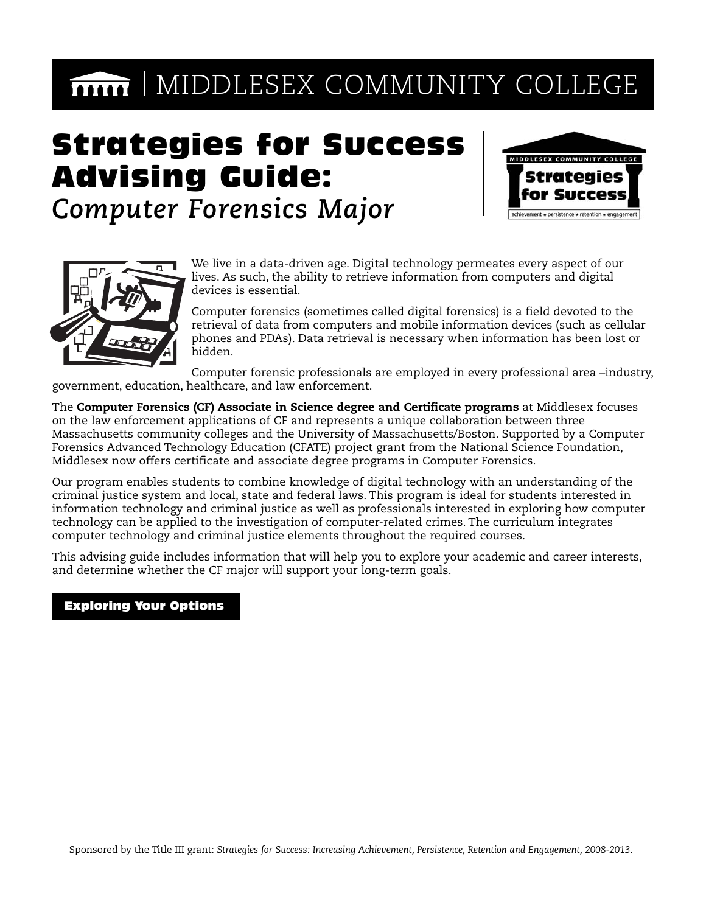# MIDDLESEX COMMUNITY COLLEGE

# Strategies for Success Advising Guide:

## *Computer Forensics Major*

We live in a data-driven age. Digital technology permeates every aspect of our lives. As such, the ability to retrieve information from computers and digital devices is essential.

Computer forensics (sometimes called digital forensics) is a field devoted to the retrieval of data from computers and mobile information devices (such as cellular phones and PDAs). Data retrieval is necessary when information has been lost or hidden.

Computer forensic professionals are employed in every professional area –industry, government, education, healthcare, and law enforcement.

The **Computer Forensics (CF) Associate in Science degree and Certificate programs** at Middlesex focuses on the law enforcement applications of CF and represents a unique collaboration between three Massachusetts community colleges and the University of Massachusetts/Boston. Supported by a Computer Forensics Advanced Technology Education (CFATE) project grant from the National Science Foundation, Middlesex now offers certificate and associate degree programs in Computer Forensics.

Our program enables students to combine knowledge of digital technology with an understanding of the criminal justice system and local, state and federal laws. This program is ideal for students interested in information technology and criminal justice as well as professionals interested in exploring how computer technology can be applied to the investigation of computer-related crimes. The curriculum integrates computer technology and criminal justice elements throughout the required courses.

This advising guide includes information that will help you to explore your academic and career interests, and determine whether the CF major will support your long-term goals.

## Exploring Your Options

Sponsored by the Title III grant: *Strategies for Success: Increasing Achievement, Persistence, Retention and Engagement, 2008-2013.*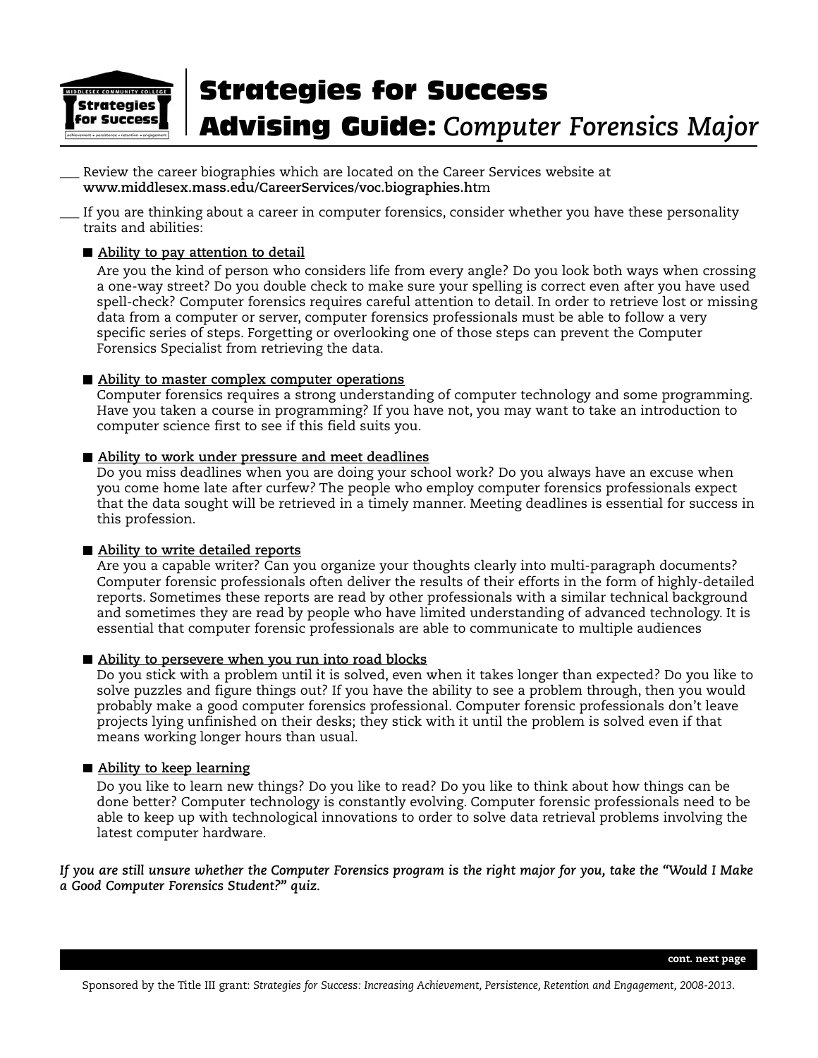# Strategies for Success Advising Guide: *Computer Forensics Major*

___ Review the career biographies which are located on the Career Services website at **www.middlesex.mass.edu/CareerServices/voc.biographies.ht**m

___ If you are thinking about a career in computer forensics, consider whether you have these personality traits and abilities:

- **Ability to pay attention to detail**

  Are you the kind of person who considers life from every angle? Do you look both ways when crossing a one-way street? Do you double check to make sure your spelling is correct even after you have used spell-check? Computer forensics requires careful attention to detail. In order to retrieve lost or missing data from a computer or server, computer forensics professionals must be able to follow a very specific series of steps. Forgetting or overlooking one of those steps can prevent the Computer Forensics Specialist from retrieving the data.

- **Ability to master complex computer operations**

  Computer forensics requires a strong understanding of computer technology and some programming. Have you taken a course in programming? If you have not, you may want to take an introduction to computer science first to see if this field suits you.

- **Ability to work under pressure and meet deadlines**

  Do you miss deadlines when you are doing your school work? Do you always have an excuse when you come home late after curfew? The people who employ computer forensics professionals expect that the data sought will be retrieved in a timely manner. Meeting deadlines is essential for success in this profession.

- **Ability to write detailed reports**

  Are you a capable writer? Can you organize your thoughts clearly into multi-paragraph documents? Computer forensic professionals often deliver the results of their efforts in the form of highly-detailed reports. Sometimes these reports are read by other professionals with a similar technical background and sometimes they are read by people who have limited understanding of advanced technology. It is essential that computer forensic professionals are able to communicate to multiple audiences

- **Ability to persevere when you run into road blocks**

  Do you stick with a problem until it is solved, even when it takes longer than expected? Do you like to solve puzzles and figure things out? If you have the ability to see a problem through, then you would probably make a good computer forensics professional. Computer forensic professionals don't leave projects lying unfinished on their desks; they stick with it until the problem is solved even if that means working longer hours than usual.

- **Ability to keep learning**

  Do you like to learn new things? Do you like to read? Do you like to think about how things can be done better? Computer technology is constantly evolving. Computer forensic professionals need to be able to keep up with technological innovations to order to solve data retrieval problems involving the latest computer hardware.

***If you are still unsure whether the Computer Forensics program is the right major for you, take the "Would I Make a Good Computer Forensics Student?" quiz.***

**cont. next page**

Sponsored by the Title III grant: *Strategies for Success: Increasing Achievement, Persistence, Retention and Engagement, 2008-2013.*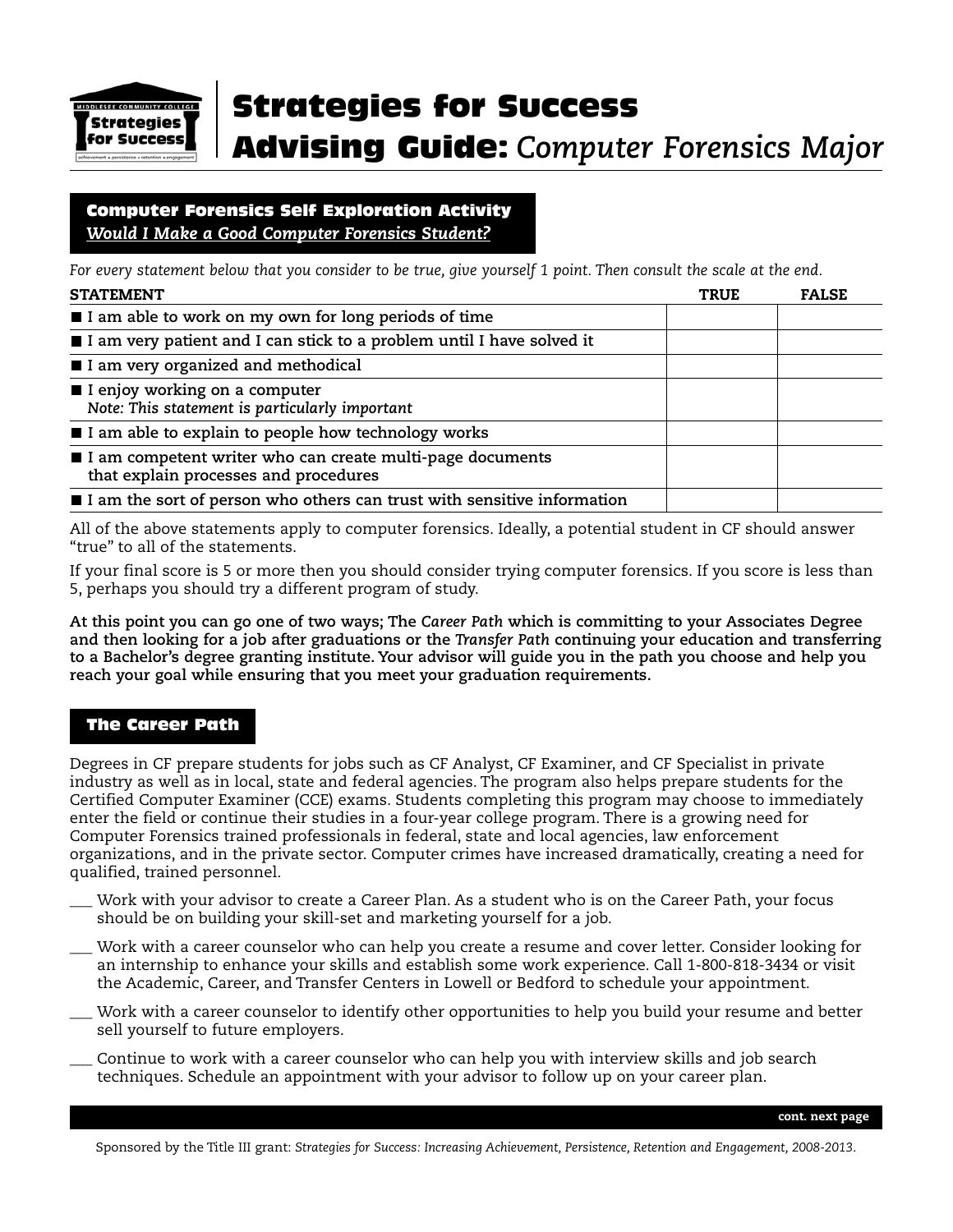# Strategies for Success Advising Guide: *Computer Forensics Major*

## Computer Forensics Self Exploration Activity

***Would I Make a Good Computer Forensics Student?***

*For every statement below that you consider to be true, give yourself 1 point. Then consult the scale at the end.*

| STATEMENT | TRUE | FALSE |
|---|---|---|
| ■ **I am able to work on my own for long periods of time** | | |
| ■ **I am very patient and I can stick to a problem until I have solved it** | | |
| ■ **I am very organized and methodical** | | |
| ■ **I enjoy working on a computer** *Note: This statement is particularly important* | | |
| ■ **I am able to explain to people how technology works** | | |
| ■ **I am competent writer who can create multi-page documents that explain processes and procedures** | | |
| ■ **I am the sort of person who others can trust with sensitive information** | | |

All of the above statements apply to computer forensics. Ideally, a potential student in CF should answer "true" to all of the statements.

If your final score is 5 or more then you should consider trying computer forensics. If you score is less than 5, perhaps you should try a different program of study.

**At this point you can go one of two ways; The *Career Path* which is committing to your Associates Degree and then looking for a job after graduations or the *Transfer Path* continuing your education and transferring to a Bachelor's degree granting institute. Your advisor will guide you in the path you choose and help you reach your goal while ensuring that you meet your graduation requirements.**

## The Career Path

Degrees in CF prepare students for jobs such as CF Analyst, CF Examiner, and CF Specialist in private industry as well as in local, state and federal agencies. The program also helps prepare students for the Certified Computer Examiner (CCE) exams. Students completing this program may choose to immediately enter the field or continue their studies in a four-year college program. There is a growing need for Computer Forensics trained professionals in federal, state and local agencies, law enforcement organizations, and in the private sector. Computer crimes have increased dramatically, creating a need for qualified, trained personnel.

___ Work with your advisor to create a Career Plan. As a student who is on the Career Path, your focus should be on building your skill-set and marketing yourself for a job.

___ Work with a career counselor who can help you create a resume and cover letter. Consider looking for an internship to enhance your skills and establish some work experience. Call 1-800-818-3434 or visit the Academic, Career, and Transfer Centers in Lowell or Bedford to schedule your appointment.

___ Work with a career counselor to identify other opportunities to help you build your resume and better sell yourself to future employers.

___ Continue to work with a career counselor who can help you with interview skills and job search techniques. Schedule an appointment with your advisor to follow up on your career plan.

**cont. next page**

Sponsored by the Title III grant: *Strategies for Success: Increasing Achievement, Persistence, Retention and Engagement, 2008-2013.*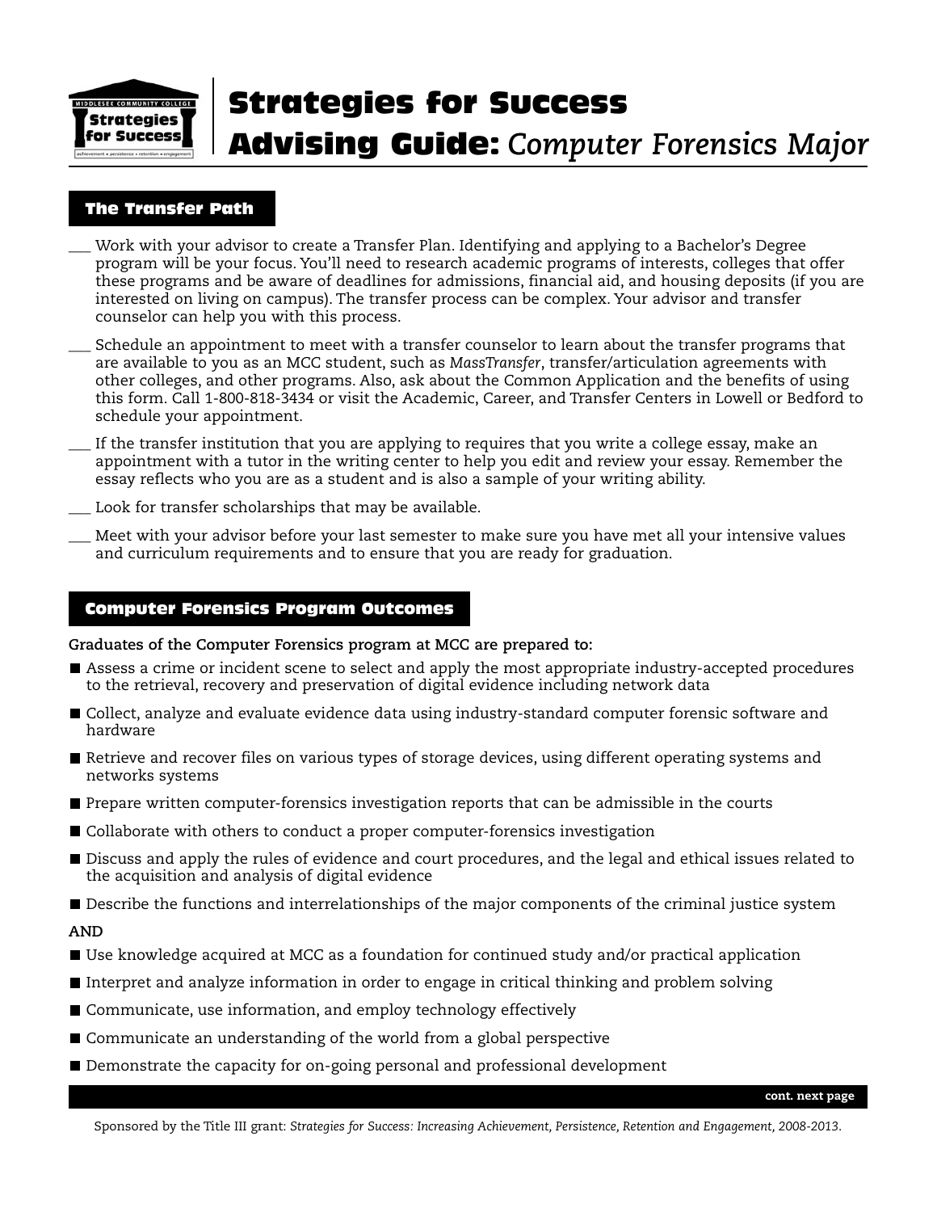# Strategies for Success Advising Guide: *Computer Forensics Major*

## The Transfer Path

- ___ Work with your advisor to create a Transfer Plan. Identifying and applying to a Bachelor's Degree program will be your focus. You'll need to research academic programs of interests, colleges that offer these programs and be aware of deadlines for admissions, financial aid, and housing deposits (if you are interested on living on campus). The transfer process can be complex. Your advisor and transfer counselor can help you with this process.
- ___ Schedule an appointment to meet with a transfer counselor to learn about the transfer programs that are available to you as an MCC student, such as *MassTransfer*, transfer/articulation agreements with other colleges, and other programs. Also, ask about the Common Application and the benefits of using this form. Call 1-800-818-3434 or visit the Academic, Career, and Transfer Centers in Lowell or Bedford to schedule your appointment.
- ___ If the transfer institution that you are applying to requires that you write a college essay, make an appointment with a tutor in the writing center to help you edit and review your essay. Remember the essay reflects who you are as a student and is also a sample of your writing ability.
- ___ Look for transfer scholarships that may be available.
- ___ Meet with your advisor before your last semester to make sure you have met all your intensive values and curriculum requirements and to ensure that you are ready for graduation.

## Computer Forensics Program Outcomes

**Graduates of the Computer Forensics program at MCC are prepared to:**

- Assess a crime or incident scene to select and apply the most appropriate industry-accepted procedures to the retrieval, recovery and preservation of digital evidence including network data
- Collect, analyze and evaluate evidence data using industry-standard computer forensic software and hardware
- Retrieve and recover files on various types of storage devices, using different operating systems and networks systems
- Prepare written computer-forensics investigation reports that can be admissible in the courts
- Collaborate with others to conduct a proper computer-forensics investigation
- Discuss and apply the rules of evidence and court procedures, and the legal and ethical issues related to the acquisition and analysis of digital evidence
- Describe the functions and interrelationships of the major components of the criminal justice system

**AND**

- Use knowledge acquired at MCC as a foundation for continued study and/or practical application
- Interpret and analyze information in order to engage in critical thinking and problem solving
- Communicate, use information, and employ technology effectively
- Communicate an understanding of the world from a global perspective
- Demonstrate the capacity for on-going personal and professional development

**cont. next page**

Sponsored by the Title III grant: *Strategies for Success: Increasing Achievement, Persistence, Retention and Engagement, 2008-2013.*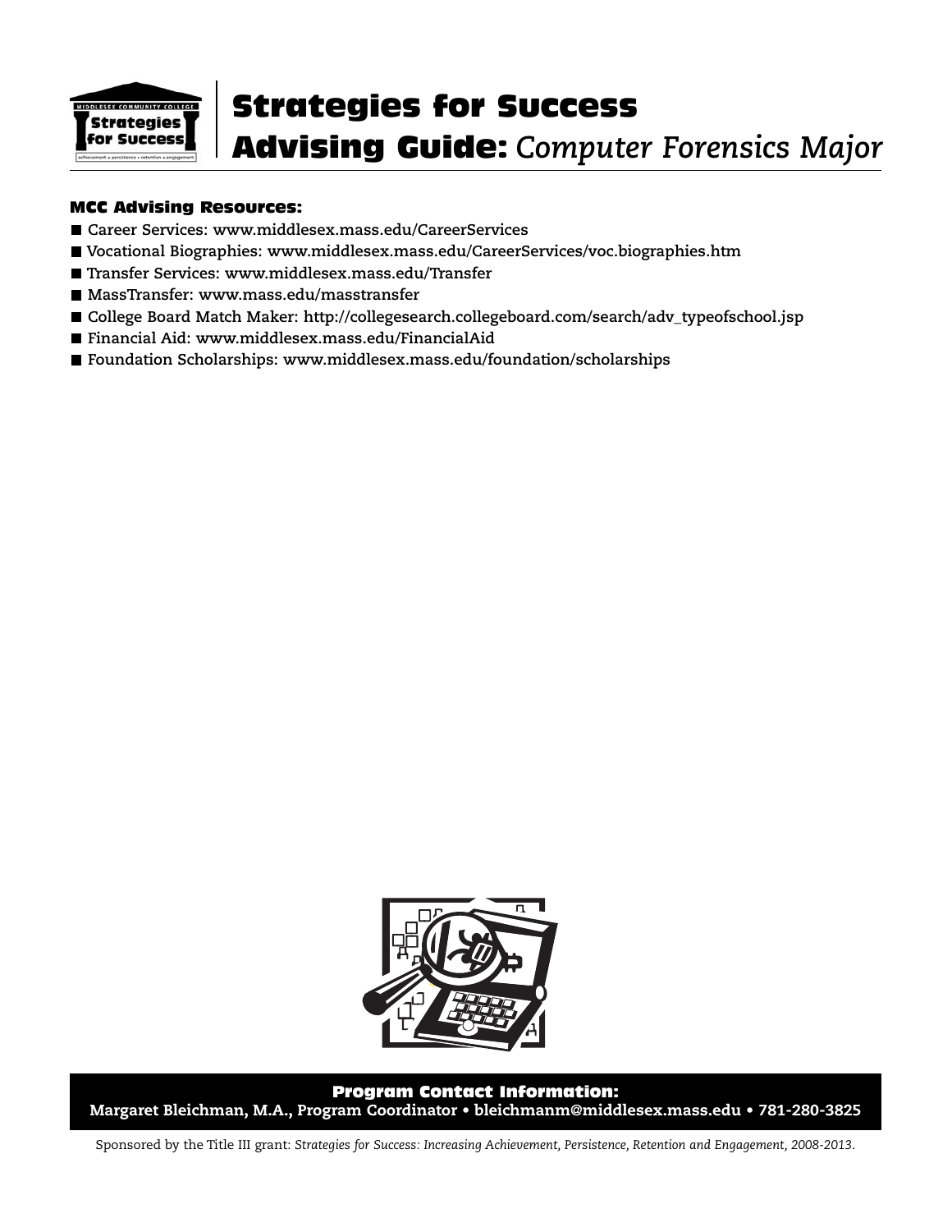# Strategies for Success

# Advising Guide: *Computer Forensics Major*

### MCC Advising Resources:

- Career Services: www.middlesex.mass.edu/CareerServices
- Vocational Biographies: www.middlesex.mass.edu/CareerServices/voc.biographies.htm
- Transfer Services: www.middlesex.mass.edu/Transfer
- MassTransfer: www.mass.edu/masstransfer
- College Board Match Maker: http://collegesearch.collegeboard.com/search/adv_typeofschool.jsp
- Financial Aid: www.middlesex.mass.edu/FinancialAid
- Foundation Scholarships: www.middlesex.mass.edu/foundation/scholarships

### Program Contact Information:

**Margaret Bleichman, M.A., Program Coordinator • bleichmanm@middlesex.mass.edu • 781-280-3825**

Sponsored by the Title III grant: *Strategies for Success: Increasing Achievement, Persistence, Retention and Engagement, 2008-2013.*